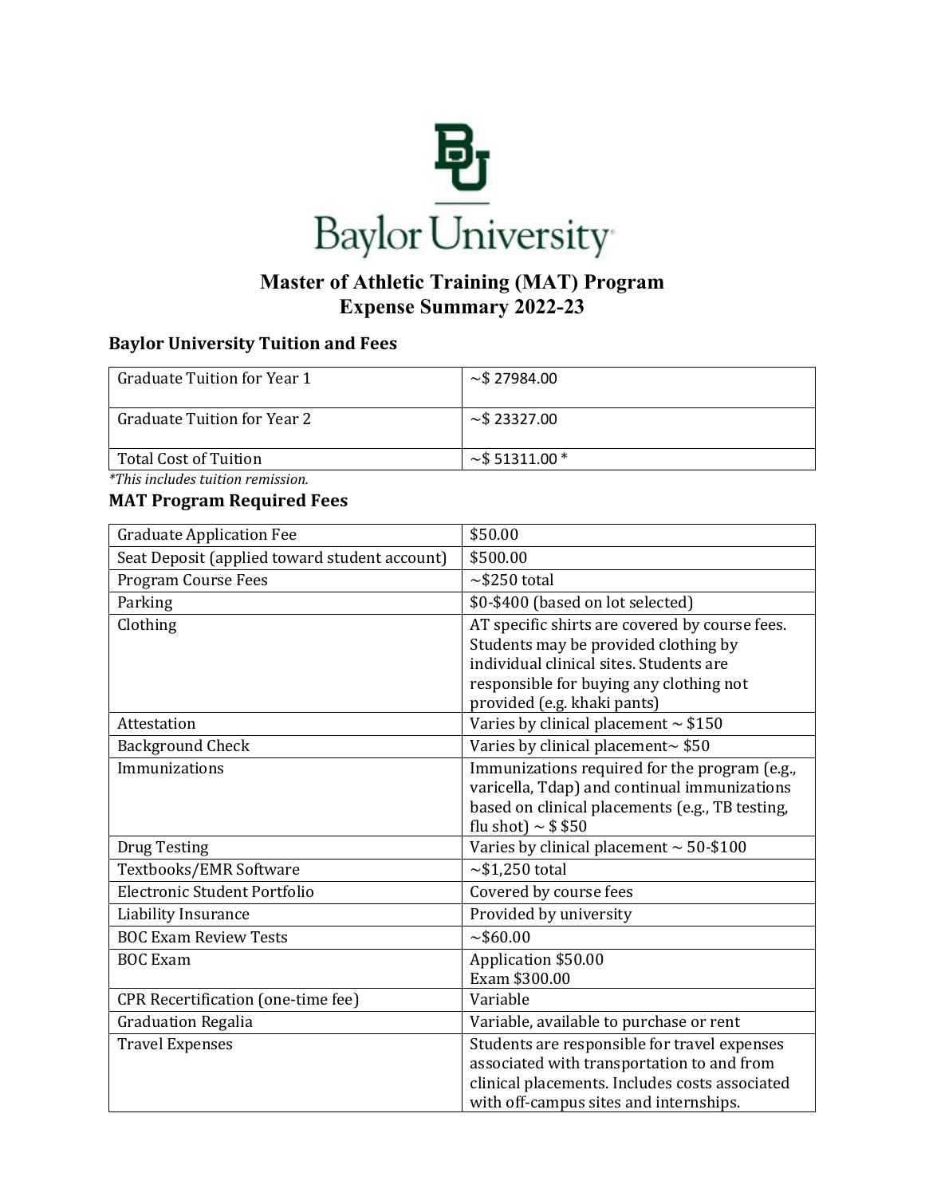# Master of Athletic Training (MAT) Program
# Expense Summary 2022-23

## Baylor University Tuition and Fees

| | |
|---|---|
| Graduate Tuition for Year 1 | ~$ 27984.00 |
| Graduate Tuition for Year 2 | ~$ 23327.00 |
| Total Cost of Tuition | ~$ 51311.00 * |

*This includes tuition remission.*

## MAT Program Required Fees

| | |
|---|---|
| Graduate Application Fee | $50.00 |
| Seat Deposit (applied toward student account) | $500.00 |
| Program Course Fees | ~$250 total |
| Parking | $0-$400 (based on lot selected) |
| Clothing | AT specific shirts are covered by course fees. Students may be provided clothing by individual clinical sites. Students are responsible for buying any clothing not provided (e.g. khaki pants) |
| Attestation | Varies by clinical placement ~ $150 |
| Background Check | Varies by clinical placement~ $50 |
| Immunizations | Immunizations required for the program (e.g., varicella, Tdap) and continual immunizations based on clinical placements (e.g., TB testing, flu shot) ~ $ $50 |
| Drug Testing | Varies by clinical placement ~ 50-$100 |
| Textbooks/EMR Software | ~$1,250 total |
| Electronic Student Portfolio | Covered by course fees |
| Liability Insurance | Provided by university |
| BOC Exam Review Tests | ~$60.00 |
| BOC Exam | Application $50.00<br>Exam $300.00 |
| CPR Recertification (one-time fee) | Variable |
| Graduation Regalia | Variable, available to purchase or rent |
| Travel Expenses | Students are responsible for travel expenses associated with transportation to and from clinical placements. Includes costs associated with off-campus sites and internships. |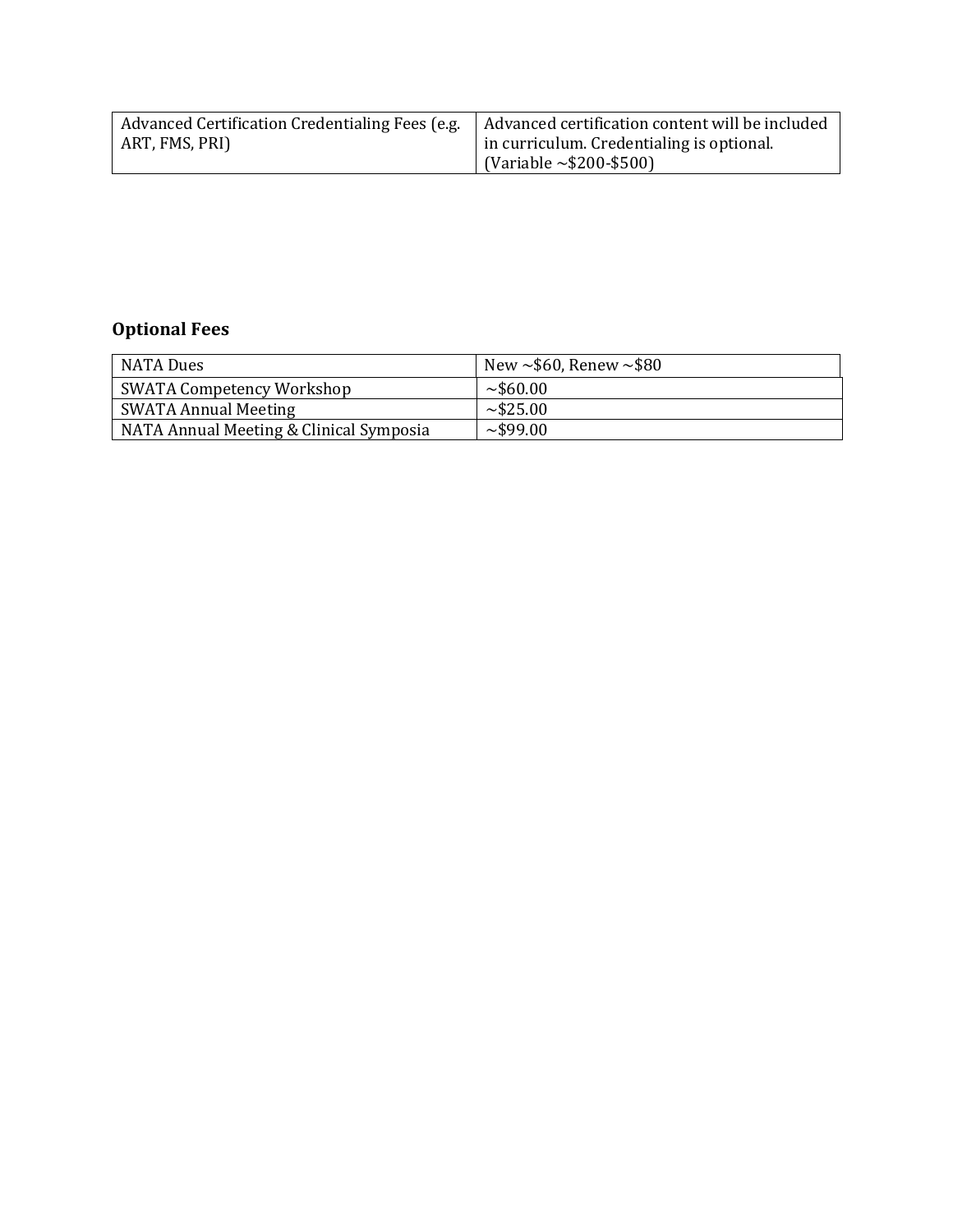| | |
|---|---|
| Advanced Certification Credentialing Fees (e.g. ART, FMS, PRI) | Advanced certification content will be included in curriculum. Credentialing is optional. (Variable ~$200-$500) |

## Optional Fees

| | |
|---|---|
| NATA Dues | New ~$60, Renew ~$80 |
| SWATA Competency Workshop | ~$60.00 |
| SWATA Annual Meeting | ~$25.00 |
| NATA Annual Meeting & Clinical Symposia | ~$99.00 |